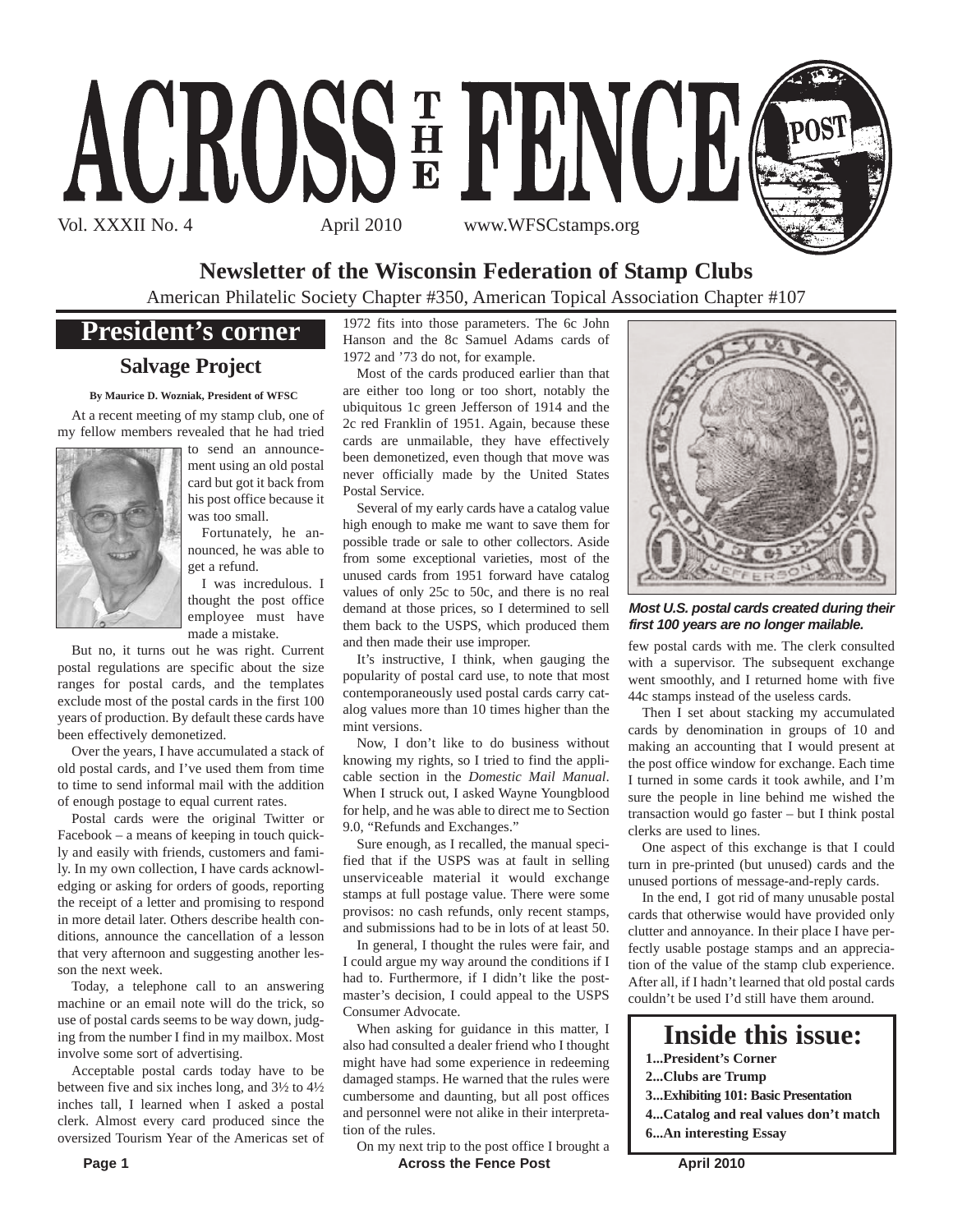# ACROSS THE FENCE POST

Vol. XXXII No. 4 April 2010 www.WFSCstamps.org

## Newsletter of the Wisconsin Federation of Stamp Clubs

American Philatelic Society Chapter #350, American Topical Association Chapter #107

## President's corner

### Salvage Project

**By Maurice D. Wozniak, President of WFSC**

At a recent meeting of my stamp club, one of my fellow members revealed that he had tried to send an announcement using an old postal card but got it back from his post office because it was too small.

Fortunately, he announced, he was able to get a refund.

I was incredulous. I thought the post office employee must have made a mistake.

But no, it turns out he was right. Current postal regulations are specific about the size ranges for postal cards, and the templates exclude most of the postal cards in the first 100 years of production. By default these cards have been effectively demonetized.

Over the years, I have accumulated a stack of old postal cards, and I've used them from time to time to send informal mail with the addition of enough postage to equal current rates.

Postal cards were the original Twitter or Facebook – a means of keeping in touch quickly and easily with friends, customers and family. In my own collection, I have cards acknowledging or asking for orders of goods, reporting the receipt of a letter and promising to respond in more detail later. Others describe health conditions, announce the cancellation of a lesson that very afternoon and suggesting another lesson the next week.

Today, a telephone call to an answering machine or an email note will do the trick, so use of postal cards seems to be way down, judging from the number I find in my mailbox. Most involve some sort of advertising.

Acceptable postal cards today have to be between five and six inches long, and 3½ to 4½ inches tall, I learned when I asked a postal clerk. Almost every card produced since the oversized Tourism Year of the Americas set of 1972 fits into those parameters. The 6c John Hanson and the 8c Samuel Adams cards of 1972 and '73 do not, for example.

Most of the cards produced earlier than that are either too long or too short, notably the ubiquitous 1c green Jefferson of 1914 and the 2c red Franklin of 1951. Again, because these cards are unmailable, they have effectively been demonetized, even though that move was never officially made by the United States Postal Service.

Several of my early cards have a catalog value high enough to make me want to save them for possible trade or sale to other collectors. Aside from some exceptional varieties, most of the unused cards from 1951 forward have catalog values of only 25c to 50c, and there is no real demand at those prices, so I determined to sell them back to the USPS, which produced them and then made their use improper.

It's instructive, I think, when gauging the popularity of postal card use, to note that most contemporaneously used postal cards carry catalog values more than 10 times higher than the mint versions.

Now, I don't like to do business without knowing my rights, so I tried to find the applicable section in the *Domestic Mail Manual*. When I struck out, I asked Wayne Youngblood for help, and he was able to direct me to Section 9.0, "Refunds and Exchanges."

Sure enough, as I recalled, the manual specified that if the USPS was at fault in selling unserviceable material it would exchange stamps at full postage value. There were some provisos: no cash refunds, only recent stamps, and submissions had to be in lots of at least 50.

In general, I thought the rules were fair, and I could argue my way around the conditions if I had to. Furthermore, if I didn't like the postmaster's decision, I could appeal to the USPS Consumer Advocate.

When asking for guidance in this matter, I also had consulted a dealer friend who I thought might have had some experience in redeeming damaged stamps. He warned that the rules were cumbersome and daunting, but all post offices and personnel were not alike in their interpretation of the rules.

On my next trip to the post office I brought a few postal cards with me. The clerk consulted with a supervisor. The subsequent exchange went smoothly, and I returned home with five 44c stamps instead of the useless cards.

*Most U.S. postal cards created during their first 100 years are no longer mailable.*

Then I set about stacking my accumulated cards by denomination in groups of 10 and making an accounting that I would present at the post office window for exchange. Each time I turned in some cards it took awhile, and I'm sure the people in line behind me wished the transaction would go faster – but I think postal clerks are used to lines.

One aspect of this exchange is that I could turn in pre-printed (but unused) cards and the unused portions of message-and-reply cards.

In the end, I got rid of many unusable postal cards that otherwise would have provided only clutter and annoyance. In their place I have perfectly usable postage stamps and an appreciation of the value of the stamp club experience. After all, if I hadn't learned that old postal cards couldn't be used I'd still have them around.

## Inside this issue:

- **1...President's Corner**
- **2...Clubs are Trump**
- **3...Exhibiting 101: Basic Presentation**
- **4...Catalog and real values don't match**
- **6...An interesting Essay**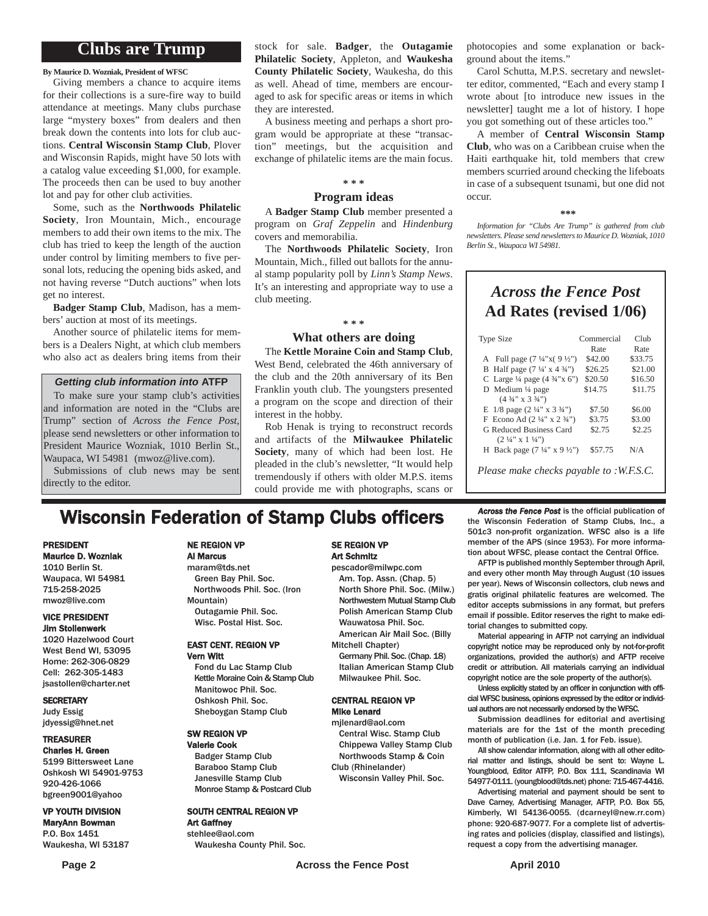# Clubs are Trump

**By Maurice D. Wozniak, President of WFSC**

Giving members a chance to acquire items for their collections is a sure-fire way to build attendance at meetings. Many clubs purchase large "mystery boxes" from dealers and then break down the contents into lots for club auctions. **Central Wisconsin Stamp Club**, Plover and Wisconsin Rapids, might have 50 lots with a catalog value exceeding $1,000, for example. The proceeds then can be used to buy another lot and pay for other club activities.

Some, such as the **Northwoods Philatelic Society**, Iron Mountain, Mich., encourage members to add their own items to the mix. The club has tried to keep the length of the auction under control by limiting members to five personal lots, reducing the opening bids asked, and not having reverse "Dutch auctions" when lots get no interest.

**Badger Stamp Club**, Madison, has a members' auction at most of its meetings.

Another source of philatelic items for members is a Dealers Night, at which club members who also act as dealers bring items from their stock for sale. **Badger**, the **Outagamie Philatelic Society**, Appleton, and **Waukesha County Philatelic Society**, Waukesha, do this as well. Ahead of time, members are encouraged to ask for specific areas or items in which they are interested.

A business meeting and perhaps a short program would be appropriate at these "transaction" meetings, but the acquisition and exchange of philatelic items are the main focus.

\* \* \*

### Program ideas

A **Badger Stamp Club** member presented a program on *Graf Zeppelin* and *Hindenburg* covers and memorabilia.

The **Northwoods Philatelic Society**, Iron Mountain, Mich., filled out ballots for the annual stamp popularity poll by *Linn's Stamp News*. It's an interesting and appropriate way to use a club meeting.

\* \* \*

### What others are doing

The **Kettle Moraine Coin and Stamp Club**, West Bend, celebrated the 46th anniversary of the club and the 20th anniversary of its Ben Franklin youth club. The youngsters presented a program on the scope and direction of their interest in the hobby.

Rob Henak is trying to reconstruct records and artifacts of the **Milwaukee Philatelic Society**, many of which had been lost. He pleaded in the club's newsletter, "It would help tremendously if others with older M.P.S. items could provide me with photographs, scans or photocopies and some explanation or background about the items."

Carol Schutta, M.P.S. secretary and newsletter editor, commented, "Each and every stamp I wrote about [to introduce new issues in the newsletter] taught me a lot of history. I hope you got something out of these articles too."

A member of **Central Wisconsin Stamp Club**, who was on a Caribbean cruise when the Haiti earthquake hit, told members that crew members scurried around checking the lifeboats in case of a subsequent tsunami, but one did not occur.

\*\*\*

*Information for "Clubs Are Trump" is gathered from club newsletters. Please send newsletters to Maurice D. Wozniak, 1010 Berlin St., Waupaca WI 54981.*

#### *Getting club information into* AFTP

To make sure your stamp club's activities and information are noted in the "Clubs are Trump" section of *Across the Fence Post*, please send newsletters or other information to President Maurice Wozniak, 1010 Berlin St., Waupaca, WI 54981 (mwoz@live.com).

Submissions of club news may be sent directly to the editor.

## *Across the Fence Post* Ad Rates (revised 1/06)

| Type Size | Commercial Rate | Club Rate |
|---|---|---|
| A Full page (7 ¼"x( 9 ½") | $42.00 | $33.75 |
| B Half page (7 ¼' x 4 ¾") | $26.25 | $21.00 |
| C Large ¼ page (4 ¾"x 6") | $20.50 | $16.50 |
| D Medium ¼ page (4 ¾" x 3 ¾") | $14.75 | $11.75 |
| E 1/8 page (2 ¼" x 3 ¾") | $7.50 | $6.00 |
| F Econo Ad (2 ¼" x 2 ¾") | $3.75 | $3.00 |
| G Reduced Business Card (2 ¼" x 1 ¼") | $2.75 | $2.25 |
| H Back page (7 ¼" x 9 ½") | $57.75 | N/A |

*Please make checks payable to :W.F.S.C.*

## Wisconsin Federation of Stamp Clubs officers

**PRESIDENT**
**Maurice D. Wozniak**
1010 Berlin St.
Waupaca, WI 54981
715-258-2025
mwoz@live.com

**VICE PRESIDENT**
**Jim Stollenwerk**
1020 Hazelwood Court
West Bend WI, 53095
Home: 262-306-0829
Cell: 262-305-1483
jsastollen@charter.net

**SECRETARY**
Judy Essig
jdyessig@hnet.net

**TREASURER**
**Charles H. Green**
5199 Bittersweet Lane
Oshkosh WI 54901-9753
920-426-1066
bgreen9001@yahoo

**VP YOUTH DIVISION**
**MaryAnn Bowman**
P.O. Box 1451
Waukesha, WI 53187

**NE REGION VP**
**Al Marcus**
maram@tds.net
Green Bay Phil. Soc.
Northwoods Phil. Soc. (Iron Mountain)
Outagamie Phil. Soc.
Wisc. Postal Hist. Soc.

**EAST CENT. REGION VP**
**Vern Witt**
Fond du Lac Stamp Club
Kettle Moraine Coin & Stamp Club
Manitowoc Phil. Soc.
Oshkosh Phil. Soc.
Sheboygan Stamp Club

**SW REGION VP**
**Valerie Cook**
Badger Stamp Club
Baraboo Stamp Club
Janesville Stamp Club
Monroe Stamp & Postcard Club

**SOUTH CENTRAL REGION VP**
**Art Gaffney**
stehlee@aol.com
Waukesha County Phil. Soc.

**SE REGION VP**
**Art Schmitz**
pescador@milwpc.com
Am. Top. Assn. (Chap. 5)
North Shore Phil. Soc. (Milw.)
Northwestern Mutual Stamp Club
Polish American Stamp Club
Wauwatosa Phil. Soc.
American Air Mail Soc. (Billy Mitchell Chapter)
Germany Phil. Soc. (Chap. 18)
Italian American Stamp Club
Milwaukee Phil. Soc.

**CENTRAL REGION VP**
**Mike Lenard**
mjlenard@aol.com
Central Wisc. Stamp Club
Chippewa Valley Stamp Club
Northwoods Stamp & Coin Club (Rhinelander)
Wisconsin Valley Phil. Soc.

***Across the Fence Post*** is the official publication of the Wisconsin Federation of Stamp Clubs, Inc., a 501c3 non-profit organization. WFSC also is a life member of the APS (since 1953). For more information about WFSC, please contact the Central Office.

AFTP is published monthly September through April, and every other month May through August (10 issues per year). News of Wisconsin collectors, club news and gratis original philatelic features are welcomed. The editor accepts submissions in any format, but prefers email if possible. Editor reserves the right to make editorial changes to submitted copy.

Material appearing in AFTP not carrying an individual copyright notice may be reproduced only by not-for-profit organizations, provided the author(s) and AFTP receive credit or attribution. All materials carrying an individual copyright notice are the sole property of the author(s).

Unless explicitly stated by an officer in conjunction with official WFSC business, opinions expressed by the editor or individual authors are not necessarily endorsed by the WFSC.

Submission deadlines for editorial and avertising materials are for the 1st of the month preceding month of publication (i.e. Jan. 1 for Feb. issue).

All show calendar information, along with all other editorial matter and listings, should be sent to: Wayne L. Youngblood, Editor ATFP, P.O. Box 111, Scandinavia WI 54977-0111. (youngblood@tds.net) phone: 715-467-4416.

Advertising material and payment should be sent to Dave Carney, Advertising Manager, AFTP, P.O. Box 55, Kimberly, WI 54136-0055. (dcarneyl@new.rr.com) phone: 920-687-9077. For a complete list of advertising rates and policies (display, classified and listings), request a copy from the advertising manager.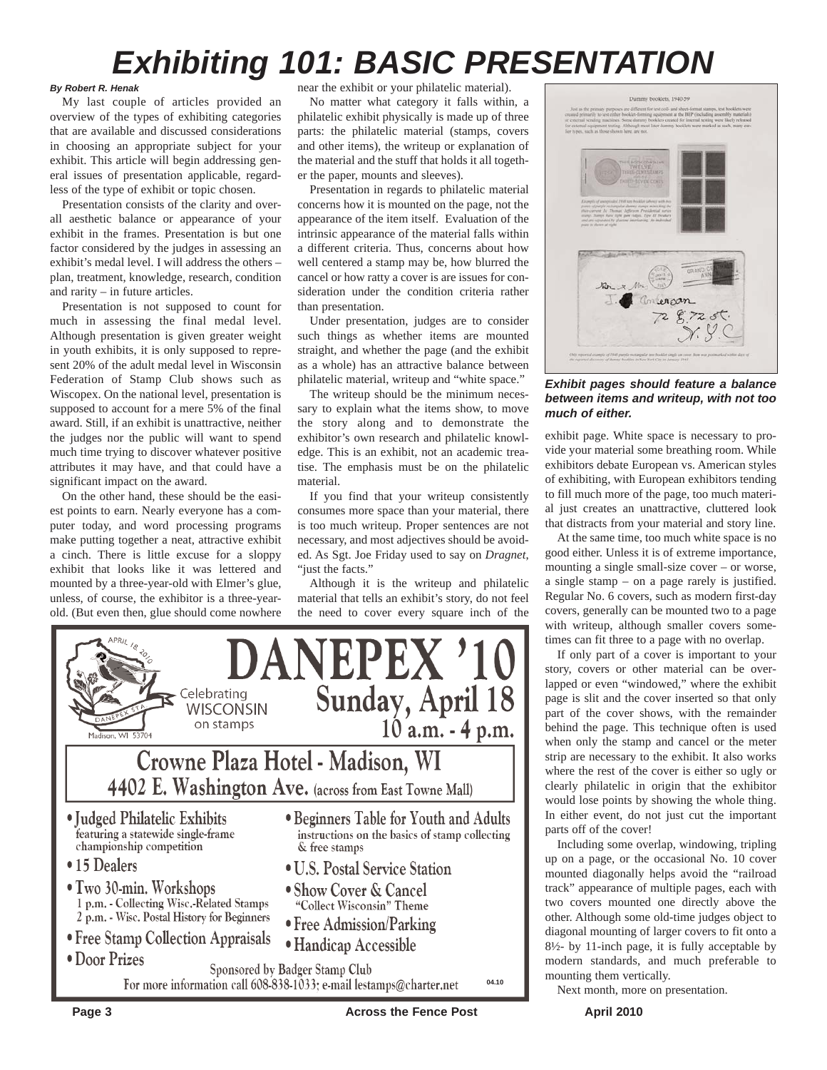# Exhibiting 101: BASIC PRESENTATION

***By Robert R. Henak***

My last couple of articles provided an overview of the types of exhibiting categories that are available and discussed considerations in choosing an appropriate subject for your exhibit. This article will begin addressing general issues of presentation applicable, regardless of the type of exhibit or topic chosen.

Presentation consists of the clarity and overall aesthetic balance or appearance of your exhibit in the frames. Presentation is but one factor considered by the judges in assessing an exhibit's medal level. I will address the others – plan, treatment, knowledge, research, condition and rarity – in future articles.

Presentation is not supposed to count for much in assessing the final medal level. Although presentation is given greater weight in youth exhibits, it is only supposed to represent 20% of the adult medal level in Wisconsin Federation of Stamp Club shows such as Wiscopex. On the national level, presentation is supposed to account for a mere 5% of the final award. Still, if an exhibit is unattractive, neither the judges nor the public will want to spend much time trying to discover whatever positive attributes it may have, and that could have a significant impact on the award.

On the other hand, these should be the easiest points to earn. Nearly everyone has a computer today, and word processing programs make putting together a neat, attractive exhibit a cinch. There is little excuse for a sloppy exhibit that looks like it was lettered and mounted by a three-year-old with Elmer's glue, unless, of course, the exhibitor is a three-year-old. (But even then, glue should come nowhere near the exhibit or your philatelic material).

No matter what category it falls within, a philatelic exhibit physically is made up of three parts: the philatelic material (stamps, covers and other items), the writeup or explanation of the material and the stuff that holds it all together the paper, mounts and sleeves).

Presentation in regards to philatelic material concerns how it is mounted on the page, not the appearance of the item itself. Evaluation of the intrinsic appearance of the material falls within a different criteria. Thus, concerns about how well centered a stamp may be, how blurred the cancel or how ratty a cover is are issues for consideration under the condition criteria rather than presentation.

Under presentation, judges are to consider such things as whether items are mounted straight, and whether the page (and the exhibit as a whole) has an attractive balance between philatelic material, writeup and "white space."

The writeup should be the minimum necessary to explain what the items show, to move the story along and to demonstrate the exhibitor's own research and philatelic knowledge. This is an exhibit, not an academic treatise. The emphasis must be on the philatelic material.

If you find that your writeup consistently consumes more space than your material, there is too much writeup. Proper sentences are not necessary, and most adjectives should be avoided. As Sgt. Joe Friday used to say on *Dragnet*, "just the facts."

Although it is the writeup and philatelic material that tells an exhibit's story, do not feel the need to cover every square inch of the exhibit page. White space is necessary to provide your material some breathing room. While exhibitors debate European vs. American styles of exhibiting, with European exhibitors tending to fill much more of the page, too much material just creates an unattractive, cluttered look that distracts from your material and story line.

***Exhibit pages should feature a balance between items and writeup, with not too much of either.***

At the same time, too much white space is no good either. Unless it is of extreme importance, mounting a single small-size cover – or worse, a single stamp – on a page rarely is justified. Regular No. 6 covers, such as modern first-day covers, generally can be mounted two to a page with writeup, although smaller covers sometimes can fit three to a page with no overlap.

If only part of a cover is important to your story, covers or other material can be overlapped or even "windowed," where the exhibit page is slit and the cover inserted so that only part of the cover shows, with the remainder behind the page. This technique often is used when only the stamp and cancel or the meter strip are necessary to the exhibit. It also works where the rest of the cover is either so ugly or clearly philatelic in origin that the exhibitor would lose points by showing the whole thing. In either event, do not just cut the important parts off of the cover!

Including some overlap, windowing, tripling up on a page, or the occasional No. 10 cover mounted diagonally helps avoid the "railroad track" appearance of multiple pages, each with two covers mounted one directly above the other. Although some old-time judges object to diagonal mounting of larger covers to fit onto a 8½- by 11-inch page, it is fully acceptable by modern standards, and much preferable to mounting them vertically.

Next month, more on presentation.

---

# DANEPEX '10

Celebrating WISCONSIN on stamps

## Sunday, April 18
## 10 a.m. - 4 p.m.

## Crowne Plaza Hotel - Madison, WI
### 4402 E. Washington Ave. (across from East Towne Mall)

- Judged Philatelic Exhibits featuring a statewide single-frame championship competition
- 15 Dealers
- Two 30-min. Workshops
  - 1 p.m. - Collecting Wisc.-Related Stamps
  - 2 p.m. - Wisc. Postal History for Beginners
- Free Stamp Collection Appraisals
- Door Prizes
- Beginners Table for Youth and Adults instructions on the basics of stamp collecting & free stamps
- U.S. Postal Service Station
- Show Cover & Cancel "Collect Wisconsin" Theme
- Free Admission/Parking
- Handicap Accessible

Sponsored by Badger Stamp Club
For more information call 608-838-1033; e-mail lestamps@charter.net

04.10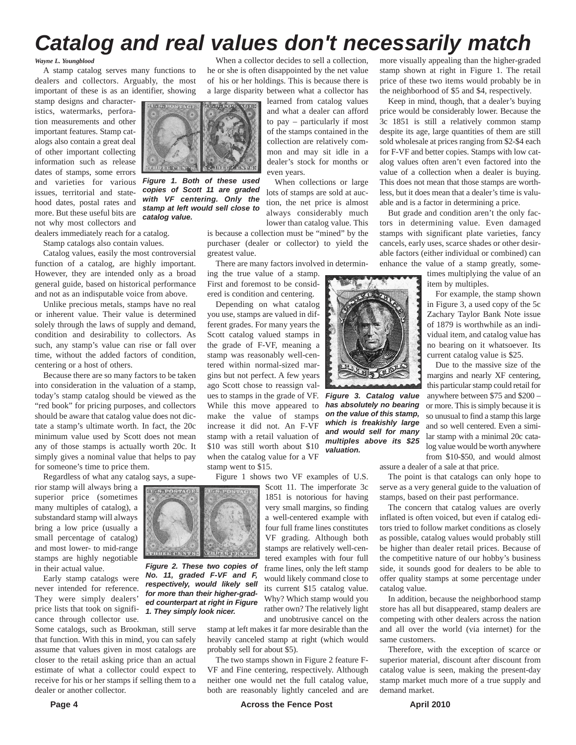# Catalog and real values don't necessarily match

*Wayne L. Youngblood*

A stamp catalog serves many functions to dealers and collectors. Arguably, the most important of these is as an identifier, showing stamp designs and characteristics, watermarks, perforation measurements and other important features. Stamp catalogs also contain a great deal of other important collecting information such as release dates of stamps, some errors and varieties for various issues, territorial and statehood dates, postal rates and more. But these useful bits are not why most collectors and dealers immediately reach for a catalog.

***Figure 1. Both of these used copies of Scott 11 are graded with VF centering. Only the stamp at left would sell close to catalog value.***

Stamp catalogs also contain values.

Catalog values, easily the most controversial function of a catalog, are highly important. However, they are intended only as a broad general guide, based on historical performance and not as an indisputable voice from above.

Unlike precious metals, stamps have no real or inherent value. Their value is determined solely through the laws of supply and demand, condition and desirability to collectors. As such, any stamp's value can rise or fall over time, without the added factors of condition, centering or a host of others.

Because there are so many factors to be taken into consideration in the valuation of a stamp, today's stamp catalog should be viewed as the "red book" for pricing purposes, and collectors should be aware that catalog value does not dictate a stamp's ultimate worth. In fact, the 20c minimum value used by Scott does not mean any of those stamps is actually worth 20c. It simply gives a nominal value that helps to pay for someone's time to price them.

Regardless of what any catalog says, a superior stamp will always bring a superior price (sometimes many multiples of catalog), a substandard stamp will always bring a low price (usually a small percentage of catalog) and most lower- to mid-range stamps are highly negotiable in their actual value.

***Figure 2. These two copies of No. 11, graded F-VF and F, respectively, would likely sell for more than their higher-graded counterpart at right in Figure 1. They simply look nicer.***

Early stamp catalogs were never intended for reference. They were simply dealers' price lists that took on significance through collector use. Some catalogs, such as Brookman, still serve that function. With this in mind, you can safely assume that values given in most catalogs are closer to the retail asking price than an actual estimate of what a collector could expect to receive for his or her stamps if selling them to a dealer or another collector.

When a collector decides to sell a collection, he or she is often disappointed by the net value of his or her holdings. This is because there is a large disparity between what a collector has learned from catalog values and what a dealer can afford to pay – particularly if most of the stamps contained in the collection are relatively common and may sit idle in a dealer's stock for months or even years.

When collections or large lots of stamps are sold at auction, the net price is almost always considerably much lower than catalog value. This is because a collection must be "mined" by the purchaser (dealer or collector) to yield the greatest value.

There are many factors involved in determining the true value of a stamp. First and foremost to be considered is condition and centering.

Depending on what catalog you use, stamps are valued in different grades. For many years the Scott catalog valued stamps in the grade of F-VF, meaning a stamp was reasonably well-centered within normal-sized margins but not perfect. A few years ago Scott chose to reassign values to stamps in the grade of VF. While this move appeared to make the value of stamps increase it did not. An F-VF stamp with a retail valuation of $10 was still worth about $10 when the catalog value for a VF stamp went to $15.

***Figure 3. Catalog value has absolutely no bearing on the value of this stamp, which is freakishly large and would sell for many multiples above its $25 valuation.***

Figure 1 shows two VF examples of U.S. Scott 11. The imperforate 3c 1851 is notorious for having very small margins, so finding a well-centered example with four full frame lines constitutes VF grading. Although both stamps are relatively well-centered examples with four full frame lines, only the left stamp would likely command close to its current $15 catalog value. Why? Which stamp would you rather own? The relatively light and unobtrusive cancel on the stamp at left makes it far more desirable than the heavily canceled stamp at right (which would probably sell for about $5).

The two stamps shown in Figure 2 feature F-VF and Fine centering, respectively. Although neither one would net the full catalog value, both are reasonably lightly canceled and are more visually appealing than the higher-graded stamp shown at right in Figure 1. The retail price of these two items would probably be in the neighborhood of $5 and $4, respectively.

Keep in mind, though, that a dealer's buying price would be considerably lower. Because the 3c 1851 is still a relatively common stamp despite its age, large quantities of them are still sold wholesale at prices ranging from $2-$4 each for F-VF and better copies. Stamps with low catalog values often aren't even factored into the value of a collection when a dealer is buying. This does not mean that those stamps are worthless, but it does mean that a dealer's time is valuable and is a factor in determining a price.

But grade and condition aren't the only factors in determining value. Even damaged stamps with significant plate varieties, fancy cancels, early uses, scarce shades or other desirable factors (either individual or combined) can enhance the value of a stamp greatly, sometimes multiplying the value of an item by multiples.

For example, the stamp shown in Figure 3, a used copy of the 5c Zachary Taylor Bank Note issue of 1879 is worthwhile as an individual item, and catalog value has no bearing on it whatsoever. Its current catalog value is $25.

Due to the massive size of the margins and nearly XF centering, this particular stamp could retail for anywhere between $75 and $200 – or more. This is simply because it is so unusual to find a stamp this large and so well centered. Even a similar stamp with a minimal 20c catalog value would be worth anywhere from $10-$50, and would almost assure a dealer of a sale at that price.

The point is that catalogs can only hope to serve as a very general guide to the valuation of stamps, based on their past performance.

The concern that catalog values are overly inflated is often voiced, but even if catalog editors tried to follow market conditions as closely as possible, catalog values would probably still be higher than dealer retail prices. Because of the competitive nature of our hobby's business side, it sounds good for dealers to be able to offer quality stamps at some percentage under catalog value.

In addition, because the neighborhood stamp store has all but disappeared, stamp dealers are competing with other dealers across the nation and all over the world (via internet) for the same customers.

Therefore, with the exception of scarce or superior material, discount after discount from catalog value is seen, making the present-day stamp market much more of a true supply and demand market.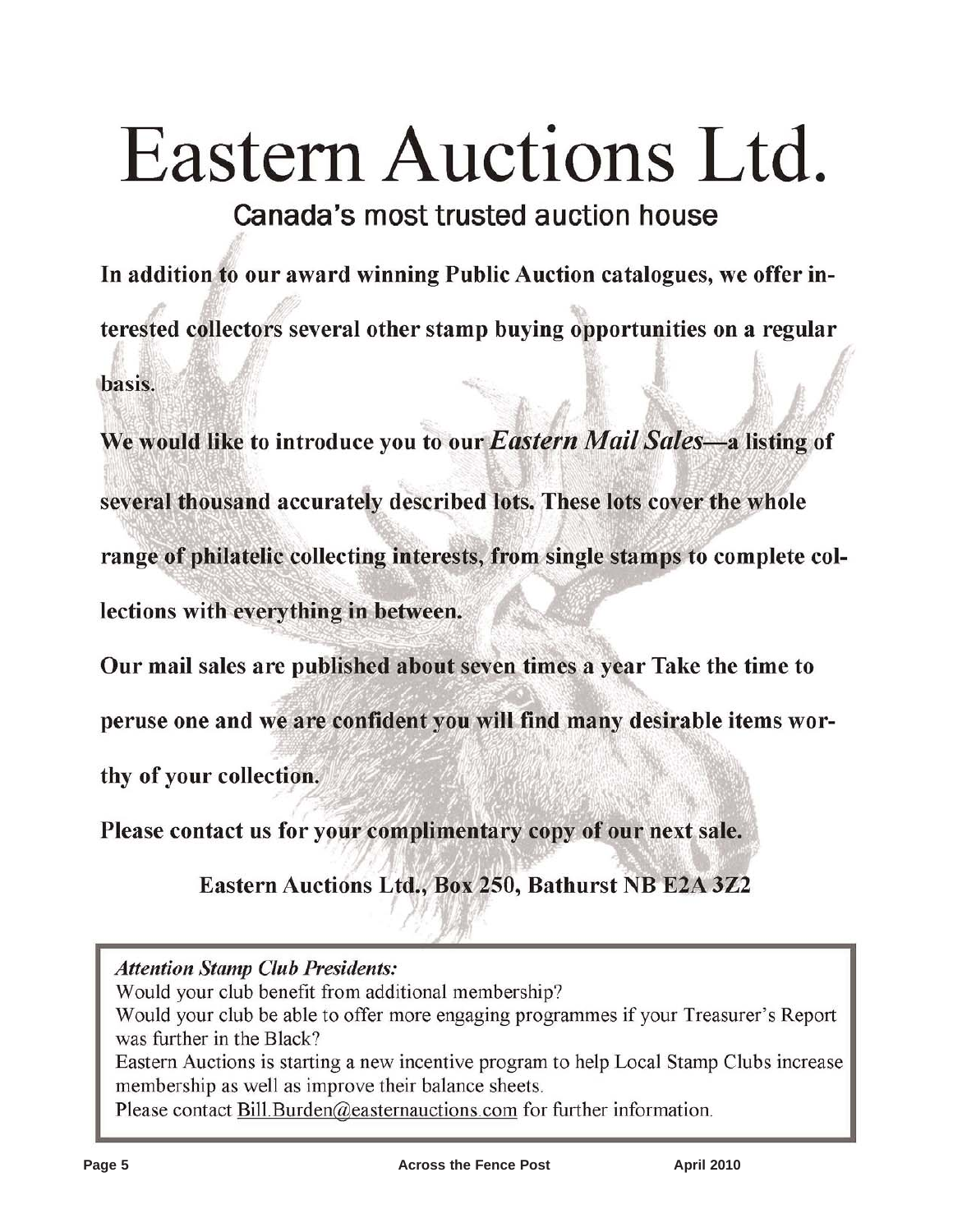# Eastern Auctions Ltd.

## Canada's most trusted auction house

**In addition to our award winning Public Auction catalogues, we offer interested collectors several other stamp buying opportunities on a regular basis.**

**We would like to introduce you to our *Eastern Mail Sales*—a listing of several thousand accurately described lots. These lots cover the whole range of philatelic collecting interests, from single stamps to complete collections with everything in between.**

**Our mail sales are published about seven times a year Take the time to peruse one and we are confident you will find many desirable items worthy of your collection.**

**Please contact us for your complimentary copy of our next sale.**

**Eastern Auctions Ltd., Box 250, Bathurst NB E2A 3Z2**

*Attention Stamp Club Presidents:*

Would your club benefit from additional membership?

Would your club be able to offer more engaging programmes if your Treasurer's Report was further in the Black?

Eastern Auctions is starting a new incentive program to help Local Stamp Clubs increase membership as well as improve their balance sheets.

Please contact Bill.Burden@easternauctions.com for further information.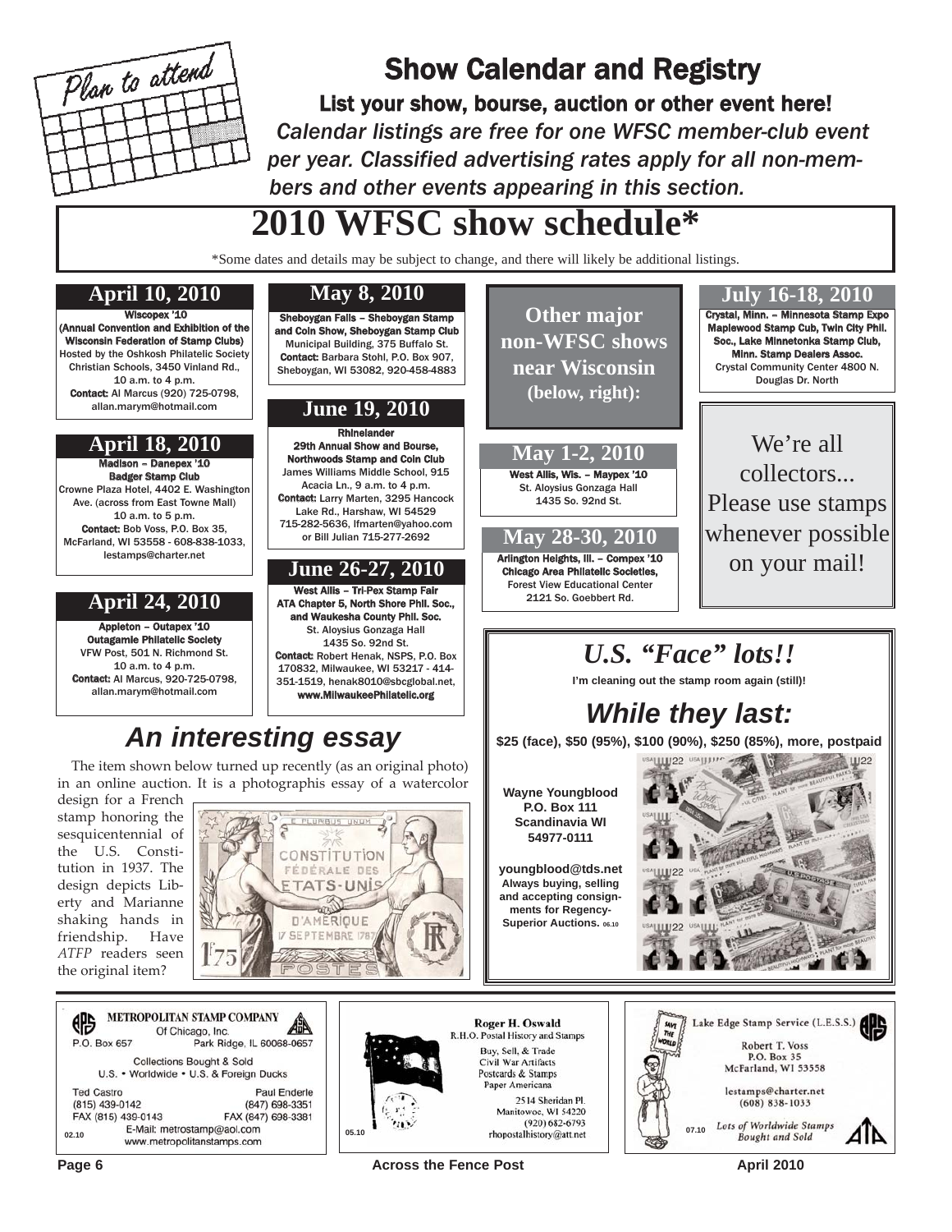Plan to attend

# Show Calendar and Registry

**List your show, bourse, auction or other event here!**

*Calendar listings are free for one WFSC member-club event per year. Classified advertising rates apply for all non-members and other events appearing in this section.*

# 2010 WFSC show schedule*

*Some dates and details may be subject to change, and there will likely be additional listings.

## April 10, 2010

**Wiscopex '10**
**(Annual Convention and Exhibition of the Wisconsin Federation of Stamp Clubs)**
Hosted by the Oshkosh Philatelic Society
Christian Schools, 3450 Vinland Rd., 10 a.m. to 4 p.m.
**Contact:** Al Marcus (920) 725-0798, allan.marym@hotmail.com

## April 18, 2010

**Madison – Danepex '10**
**Badger Stamp Club**
Crowne Plaza Hotel, 4402 E. Washington Ave. (across from East Towne Mall)
10 a.m. to 5 p.m.
**Contact:** Bob Voss, P.O. Box 35, McFarland, WI 53558 - 608-838-1033, lestamps@charter.net

## April 24, 2010

**Appleton – Outapex '10**
**Outagamie Philatelic Society**
VFW Post, 501 N. Richmond St.
10 a.m. to 4 p.m.
**Contact:** Al Marcus, 920-725-0798, allan.marym@hotmail.com

## May 8, 2010

**Sheboygan Falls – Sheboygan Stamp and Coin Show, Sheboygan Stamp Club**
Municipal Building, 375 Buffalo St.
**Contact:** Barbara Stohl, P.O. Box 907, Sheboygan, WI 53082, 920-458-4883

## June 19, 2010

**Rhinelander**
**29th Annual Show and Bourse, Northwoods Stamp and Coin Club**
James Williams Middle School, 915 Acacia Ln., 9 a.m. to 4 p.m.
**Contact:** Larry Marten, 3295 Hancock Lake Rd., Harshaw, WI 54529
715-282-5636, lfmarten@yahoo.com or Bill Julian 715-277-2692

## June 26-27, 2010

**West Allis – Tri-Pex Stamp Fair**
**ATA Chapter 5, North Shore Phil. Soc., and Waukesha County Phil. Soc.**
St. Aloysius Gonzaga Hall
1435 So. 92nd St.
**Contact:** Robert Henak, NSPS, P.O. Box 170832, Milwaukee, WI 53217 - 414-351-1519, henak8010@sbcglobal.net, **www.MilwaukeePhilatelic.org**

**Other major non-WFSC shows near Wisconsin (below, right):**

## May 1-2, 2010

**West Allis, Wis. – Maypex '10**
St. Aloysius Gonzaga Hall
1435 So. 92nd St.

## May 28-30, 2010

**Arlington Heights, Ill. – Compex '10**
**Chicago Area Philatelic Societies,**
Forest View Educational Center
2121 So. Goebbert Rd.

## July 16-18, 2010

**Crystal, Minn. – Minnesota Stamp Expo**
**Maplewood Stamp Cub, Twin City Phil. Soc., Lake Minnetonka Stamp Club, Minn. Stamp Dealers Assoc.**
Crystal Community Center 4800 N. Douglas Dr. North

We're all collectors... Please use stamps whenever possible on your mail!

## *An interesting essay*

The item shown below turned up recently (as an original photo) in an online auction. It is a photographis essay of a watercolor design for a French stamp honoring the sesquicentennial of the U.S. Constitution in 1937. The design depicts Liberty and Marianne shaking hands in friendship. Have *ATFP* readers seen the original item?

E PLURIBUS UNUM
CONSTITUTION FÉDÉRALE DES ETATS-UNIS D'AMÉRIQUE 17 SEPTEMBRE 1787
1f75
POSTES
RF

## *U.S. "Face" lots!!*

**I'm cleaning out the stamp room again (still)!**

## ***While they last:***

**$25 (face), $50 (95%), $100 (90%), $250 (85%), more, postpaid**

**Wayne Youngblood**
**P.O. Box 111**
**Scandinavia WI 54977-0111**

**youngblood@tds.net**
**Always buying, selling and accepting consignments for Regency-Superior Auctions.** 06.10

---

**METROPOLITAN STAMP COMPANY**
Of Chicago, Inc.
P.O. Box 657 Park Ridge, IL 60068-0657
Collections Bought & Sold
U.S. • Worldwide • U.S. & Foreign Ducks
Ted Castro (815) 439-0142 FAX (815) 439-0143
Paul Enderle (847) 698-3351 FAX (847) 698-3381
E-Mail: metrostamp@aol.com
www.metropolitanstamps.com
02.10

**Roger H. Oswald**
R.H.O. Postal History and Stamps
Buy, Sell, & Trade
Civil War Artifacts
Postcards & Stamps
Paper Americana
2514 Sheridan Pl.
Manitowoc, WI 54220
(920) 682-6793
rhopostalhistory@att.net
05.10

**Lake Edge Stamp Service (L.E.S.S.)**
Robert T. Voss
P.O. Box 35
McFarland, WI 53558
lestamps@charter.net
(608) 838-1033
*Lots of Worldwide Stamps Bought and Sold*
07.10